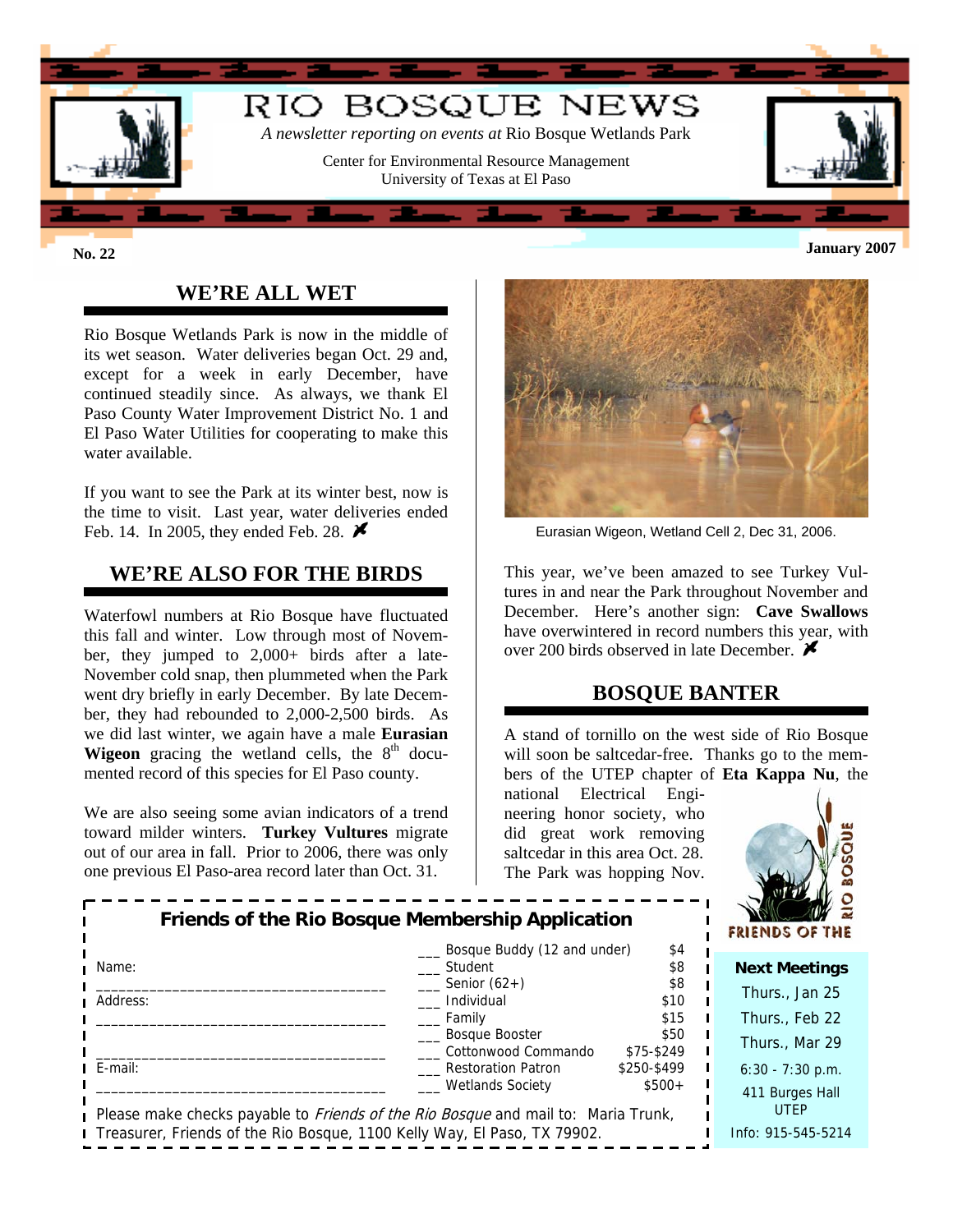# RIO BOSQUE NEWS

*A newsletter reporting on events at* Rio Bosque Wetlands Park

Center for Environmental Resource Management
University of Texas at El Paso

**No. 22** **January 2007**

## WE'RE ALL WET

Rio Bosque Wetlands Park is now in the middle of its wet season. Water deliveries began Oct. 29 and, except for a week in early December, have continued steadily since. As always, we thank El Paso County Water Improvement District No. 1 and El Paso Water Utilities for cooperating to make this water available.

If you want to see the Park at its winter best, now is the time to visit. Last year, water deliveries ended Feb. 14. In 2005, they ended Feb. 28.

## WE'RE ALSO FOR THE BIRDS

Waterfowl numbers at Rio Bosque have fluctuated this fall and winter. Low through most of November, they jumped to 2,000+ birds after a late-November cold snap, then plummeted when the Park went dry briefly in early December. By late December, they had rebounded to 2,000-2,500 birds. As we did last winter, we again have a male **Eurasian Wigeon** gracing the wetland cells, the 8th documented record of this species for El Paso county.

We are also seeing some avian indicators of a trend toward milder winters. **Turkey Vultures** migrate out of our area in fall. Prior to 2006, there was only one previous El Paso-area record later than Oct. 31.

Eurasian Wigeon, Wetland Cell 2, Dec 31, 2006.

This year, we've been amazed to see Turkey Vultures in and near the Park throughout November and December. Here's another sign: **Cave Swallows** have overwintered in record numbers this year, with over 200 birds observed in late December.

## BOSQUE BANTER

A stand of tornillo on the west side of Rio Bosque will soon be saltcedar-free. Thanks go to the members of the UTEP chapter of **Eta Kappa Nu**, the national Electrical Engineering honor society, who did great work removing saltcedar in this area Oct. 28. The Park was hopping Nov.

---

### Friends of the Rio Bosque Membership Application

Name: ______________________________

Address: ______________________________

______________________________

E-mail: ______________________________

| | Membership | Amount |
|---|---|---|
| ___ | Bosque Buddy (12 and under) | $4 |
| ___ | Student | $8 |
| ___ | Senior (62+) | $8 |
| ___ | Individual | $10 |
| ___ | Family | $15 |
| ___ | Bosque Booster | $50 |
| ___ | Cottonwood Commando | $75-$249 |
| ___ | Restoration Patron | $250-$499 |
| ___ | Wetlands Society | $500+ |

Please make checks payable to *Friends of the Rio Bosque* and mail to: Maria Trunk, Treasurer, Friends of the Rio Bosque, 1100 Kelly Way, El Paso, TX 79902.

---

RIO BOSQUE
FRIENDS OF THE

**Next Meetings**

Thurs., Jan 25
Thurs., Feb 22
Thurs., Mar 29
6:30 - 7:30 p.m.
411 Burges Hall
UTEP
Info: 915-545-5214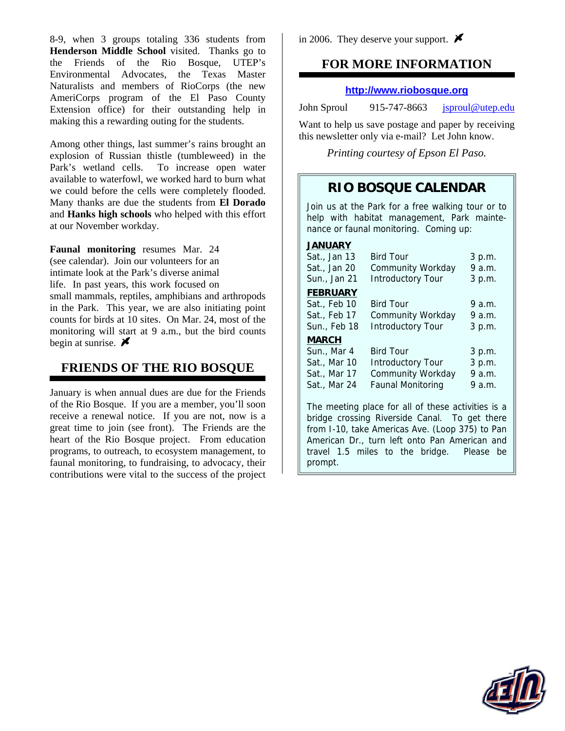8-9, when 3 groups totaling 336 students from **Henderson Middle School** visited. Thanks go to the Friends of the Rio Bosque, UTEP's Environmental Advocates, the Texas Master Naturalists and members of RioCorps (the new AmeriCorps program of the El Paso County Extension office) for their outstanding help in making this a rewarding outing for the students.

Among other things, last summer's rains brought an explosion of Russian thistle (tumbleweed) in the Park's wetland cells. To increase open water available to waterfowl, we worked hard to burn what we could before the cells were completely flooded. Many thanks are due the students from **El Dorado** and **Hanks high schools** who helped with this effort at our November workday.

**Faunal monitoring** resumes Mar. 24 (see calendar). Join our volunteers for an intimate look at the Park's diverse animal life. In past years, this work focused on small mammals, reptiles, amphibians and arthropods in the Park. This year, we are also initiating point counts for birds at 10 sites. On Mar. 24, most of the monitoring will start at 9 a.m., but the bird counts begin at sunrise.

## FRIENDS OF THE RIO BOSQUE

January is when annual dues are due for the Friends of the Rio Bosque. If you are a member, you'll soon receive a renewal notice. If you are not, now is a great time to join (see front). The Friends are the heart of the Rio Bosque project. From education programs, to outreach, to ecosystem management, to faunal monitoring, to fundraising, to advocacy, their contributions were vital to the success of the project in 2006. They deserve your support.

## FOR MORE INFORMATION

**http://www.riobosque.org**

John Sproul 915-747-8663 jsproul@utep.edu

Want to help us save postage and paper by receiving this newsletter only via e-mail? Let John know.

*Printing courtesy of Epson El Paso.*

## RIO BOSQUE CALENDAR

Join us at the Park for a free walking tour or to help with habitat management, Park maintenance or faunal monitoring. Coming up:

| | | |
|---|---|---|
| **JANUARY** | | |
| Sat., Jan 13 | Bird Tour | 3 p.m. |
| Sat., Jan 20 | Community Workday | 9 a.m. |
| Sun., Jan 21 | Introductory Tour | 3 p.m. |
| **FEBRUARY** | | |
| Sat., Feb 10 | Bird Tour | 9 a.m. |
| Sat., Feb 17 | Community Workday | 9 a.m. |
| Sun., Feb 18 | Introductory Tour | 3 p.m. |
| **MARCH** | | |
| Sun., Mar 4 | Bird Tour | 3 p.m. |
| Sat., Mar 10 | Introductory Tour | 3 p.m. |
| Sat., Mar 17 | Community Workday | 9 a.m. |
| Sat., Mar 24 | Faunal Monitoring | 9 a.m. |

The meeting place for all of these activities is a bridge crossing Riverside Canal. To get there from I-10, take Americas Ave. (Loop 375) to Pan American Dr., turn left onto Pan American and travel 1.5 miles to the bridge. Please be prompt.